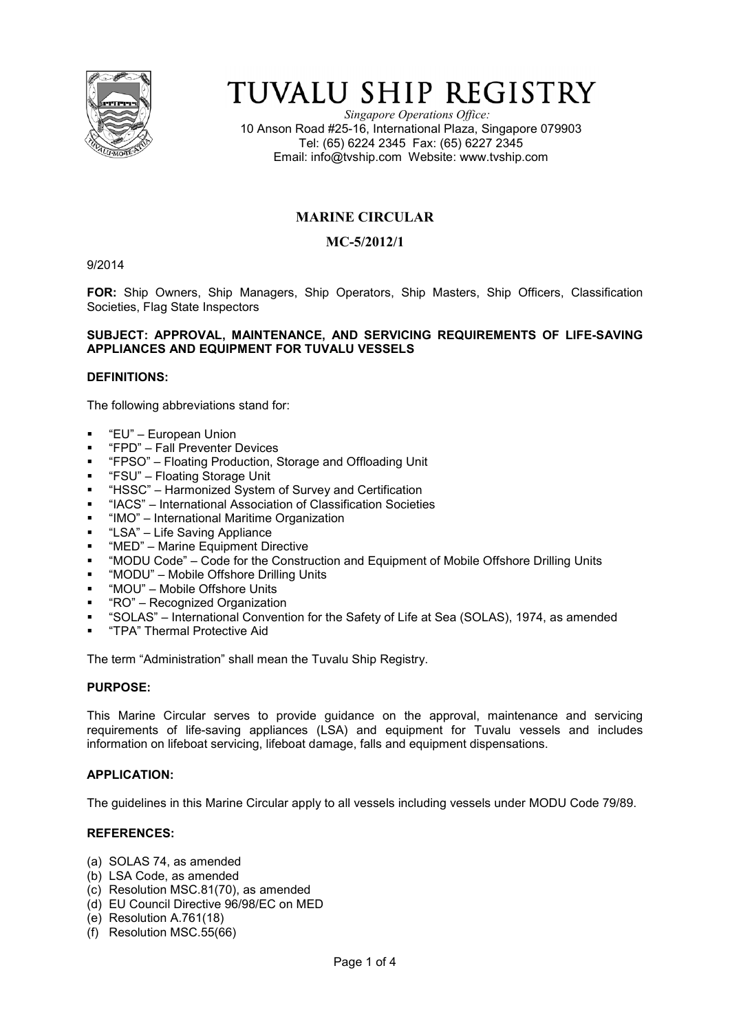# TUVALU SHIP REGISTRY

*Singapore Operations Office:*
10 Anson Road #25-16, International Plaza, Singapore 079903
Tel: (65) 6224 2345 Fax: (65) 6227 2345
Email: info@tvship.com Website: www.tvship.com

## MARINE CIRCULAR

## MC-5/2012/1

9/2014

**FOR:** Ship Owners, Ship Managers, Ship Operators, Ship Masters, Ship Officers, Classification Societies, Flag State Inspectors

**SUBJECT: APPROVAL, MAINTENANCE, AND SERVICING REQUIREMENTS OF LIFE-SAVING APPLIANCES AND EQUIPMENT FOR TUVALU VESSELS**

**DEFINITIONS:**

The following abbreviations stand for:

- "EU" – European Union
- "FPD" – Fall Preventer Devices
- "FPSO" – Floating Production, Storage and Offloading Unit
- "FSU" – Floating Storage Unit
- "HSSC" – Harmonized System of Survey and Certification
- "IACS" – International Association of Classification Societies
- "IMO" – International Maritime Organization
- "LSA" – Life Saving Appliance
- "MED" – Marine Equipment Directive
- "MODU Code" – Code for the Construction and Equipment of Mobile Offshore Drilling Units
- "MODU" – Mobile Offshore Drilling Units
- "MOU" – Mobile Offshore Units
- "RO" – Recognized Organization
- "SOLAS" – International Convention for the Safety of Life at Sea (SOLAS), 1974, as amended
- "TPA" Thermal Protective Aid

The term "Administration" shall mean the Tuvalu Ship Registry.

**PURPOSE:**

This Marine Circular serves to provide guidance on the approval, maintenance and servicing requirements of life-saving appliances (LSA) and equipment for Tuvalu vessels and includes information on lifeboat servicing, lifeboat damage, falls and equipment dispensations.

**APPLICATION:**

The guidelines in this Marine Circular apply to all vessels including vessels under MODU Code 79/89.

**REFERENCES:**

(a) SOLAS 74, as amended
(b) LSA Code, as amended
(c) Resolution MSC.81(70), as amended
(d) EU Council Directive 96/98/EC on MED
(e) Resolution A.761(18)
(f) Resolution MSC.55(66)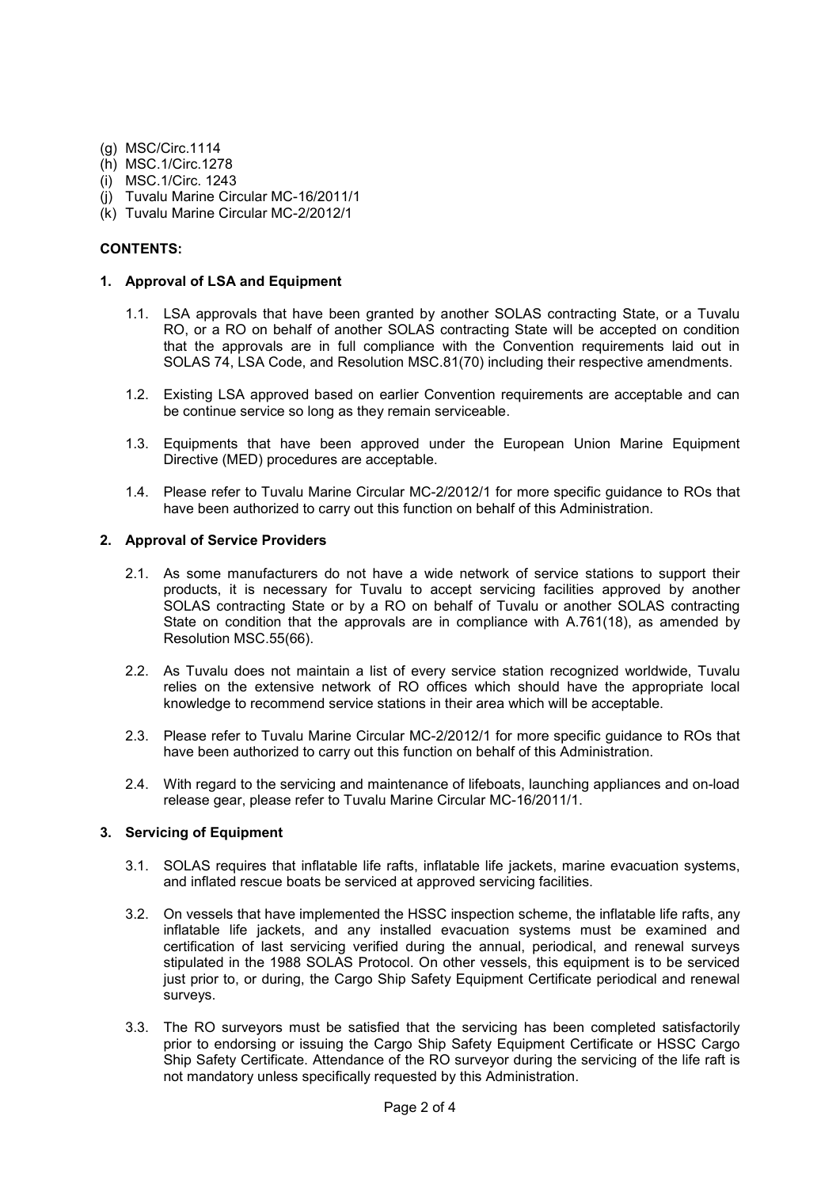(g) MSC/Circ.1114
(h) MSC.1/Circ.1278
(i) MSC.1/Circ. 1243
(j) Tuvalu Marine Circular MC-16/2011/1
(k) Tuvalu Marine Circular MC-2/2012/1

**CONTENTS:**

## 1. Approval of LSA and Equipment

1.1. LSA approvals that have been granted by another SOLAS contracting State, or a Tuvalu RO, or a RO on behalf of another SOLAS contracting State will be accepted on condition that the approvals are in full compliance with the Convention requirements laid out in SOLAS 74, LSA Code, and Resolution MSC.81(70) including their respective amendments.

1.2. Existing LSA approved based on earlier Convention requirements are acceptable and can be continue service so long as they remain serviceable.

1.3. Equipments that have been approved under the European Union Marine Equipment Directive (MED) procedures are acceptable.

1.4. Please refer to Tuvalu Marine Circular MC-2/2012/1 for more specific guidance to ROs that have been authorized to carry out this function on behalf of this Administration.

## 2. Approval of Service Providers

2.1. As some manufacturers do not have a wide network of service stations to support their products, it is necessary for Tuvalu to accept servicing facilities approved by another SOLAS contracting State or by a RO on behalf of Tuvalu or another SOLAS contracting State on condition that the approvals are in compliance with A.761(18), as amended by Resolution MSC.55(66).

2.2. As Tuvalu does not maintain a list of every service station recognized worldwide, Tuvalu relies on the extensive network of RO offices which should have the appropriate local knowledge to recommend service stations in their area which will be acceptable.

2.3. Please refer to Tuvalu Marine Circular MC-2/2012/1 for more specific guidance to ROs that have been authorized to carry out this function on behalf of this Administration.

2.4. With regard to the servicing and maintenance of lifeboats, launching appliances and on-load release gear, please refer to Tuvalu Marine Circular MC-16/2011/1.

## 3. Servicing of Equipment

3.1. SOLAS requires that inflatable life rafts, inflatable life jackets, marine evacuation systems, and inflated rescue boats be serviced at approved servicing facilities.

3.2. On vessels that have implemented the HSSC inspection scheme, the inflatable life rafts, any inflatable life jackets, and any installed evacuation systems must be examined and certification of last servicing verified during the annual, periodical, and renewal surveys stipulated in the 1988 SOLAS Protocol. On other vessels, this equipment is to be serviced just prior to, or during, the Cargo Ship Safety Equipment Certificate periodical and renewal surveys.

3.3. The RO surveyors must be satisfied that the servicing has been completed satisfactorily prior to endorsing or issuing the Cargo Ship Safety Equipment Certificate or HSSC Cargo Ship Safety Certificate. Attendance of the RO surveyor during the servicing of the life raft is not mandatory unless specifically requested by this Administration.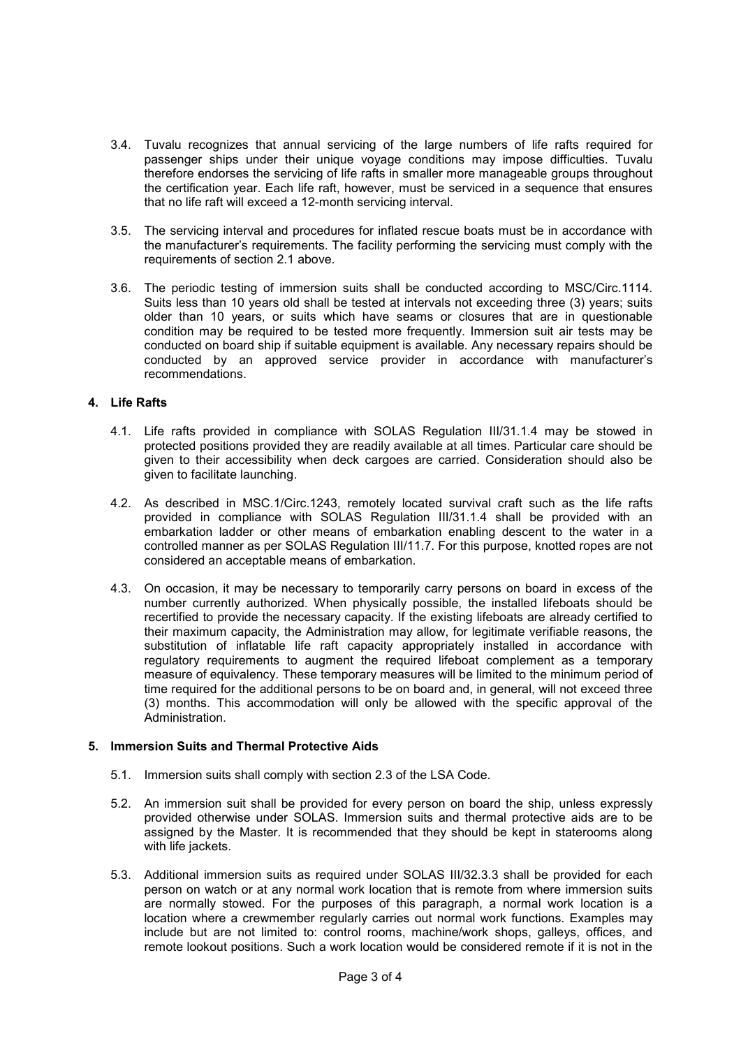3.4. Tuvalu recognizes that annual servicing of the large numbers of life rafts required for passenger ships under their unique voyage conditions may impose difficulties. Tuvalu therefore endorses the servicing of life rafts in smaller more manageable groups throughout the certification year. Each life raft, however, must be serviced in a sequence that ensures that no life raft will exceed a 12-month servicing interval.

3.5. The servicing interval and procedures for inflated rescue boats must be in accordance with the manufacturer's requirements. The facility performing the servicing must comply with the requirements of section 2.1 above.

3.6. The periodic testing of immersion suits shall be conducted according to MSC/Circ.1114. Suits less than 10 years old shall be tested at intervals not exceeding three (3) years; suits older than 10 years, or suits which have seams or closures that are in questionable condition may be required to be tested more frequently. Immersion suit air tests may be conducted on board ship if suitable equipment is available. Any necessary repairs should be conducted by an approved service provider in accordance with manufacturer's recommendations.

## 4. Life Rafts

4.1. Life rafts provided in compliance with SOLAS Regulation III/31.1.4 may be stowed in protected positions provided they are readily available at all times. Particular care should be given to their accessibility when deck cargoes are carried. Consideration should also be given to facilitate launching.

4.2. As described in MSC.1/Circ.1243, remotely located survival craft such as the life rafts provided in compliance with SOLAS Regulation III/31.1.4 shall be provided with an embarkation ladder or other means of embarkation enabling descent to the water in a controlled manner as per SOLAS Regulation III/11.7. For this purpose, knotted ropes are not considered an acceptable means of embarkation.

4.3. On occasion, it may be necessary to temporarily carry persons on board in excess of the number currently authorized. When physically possible, the installed lifeboats should be recertified to provide the necessary capacity. If the existing lifeboats are already certified to their maximum capacity, the Administration may allow, for legitimate verifiable reasons, the substitution of inflatable life raft capacity appropriately installed in accordance with regulatory requirements to augment the required lifeboat complement as a temporary measure of equivalency. These temporary measures will be limited to the minimum period of time required for the additional persons to be on board and, in general, will not exceed three (3) months. This accommodation will only be allowed with the specific approval of the Administration.

## 5. Immersion Suits and Thermal Protective Aids

5.1. Immersion suits shall comply with section 2.3 of the LSA Code.

5.2. An immersion suit shall be provided for every person on board the ship, unless expressly provided otherwise under SOLAS. Immersion suits and thermal protective aids are to be assigned by the Master. It is recommended that they should be kept in staterooms along with life jackets.

5.3. Additional immersion suits as required under SOLAS III/32.3.3 shall be provided for each person on watch or at any normal work location that is remote from where immersion suits are normally stowed. For the purposes of this paragraph, a normal work location is a location where a crewmember regularly carries out normal work functions. Examples may include but are not limited to: control rooms, machine/work shops, galleys, offices, and remote lookout positions. Such a work location would be considered remote if it is not in the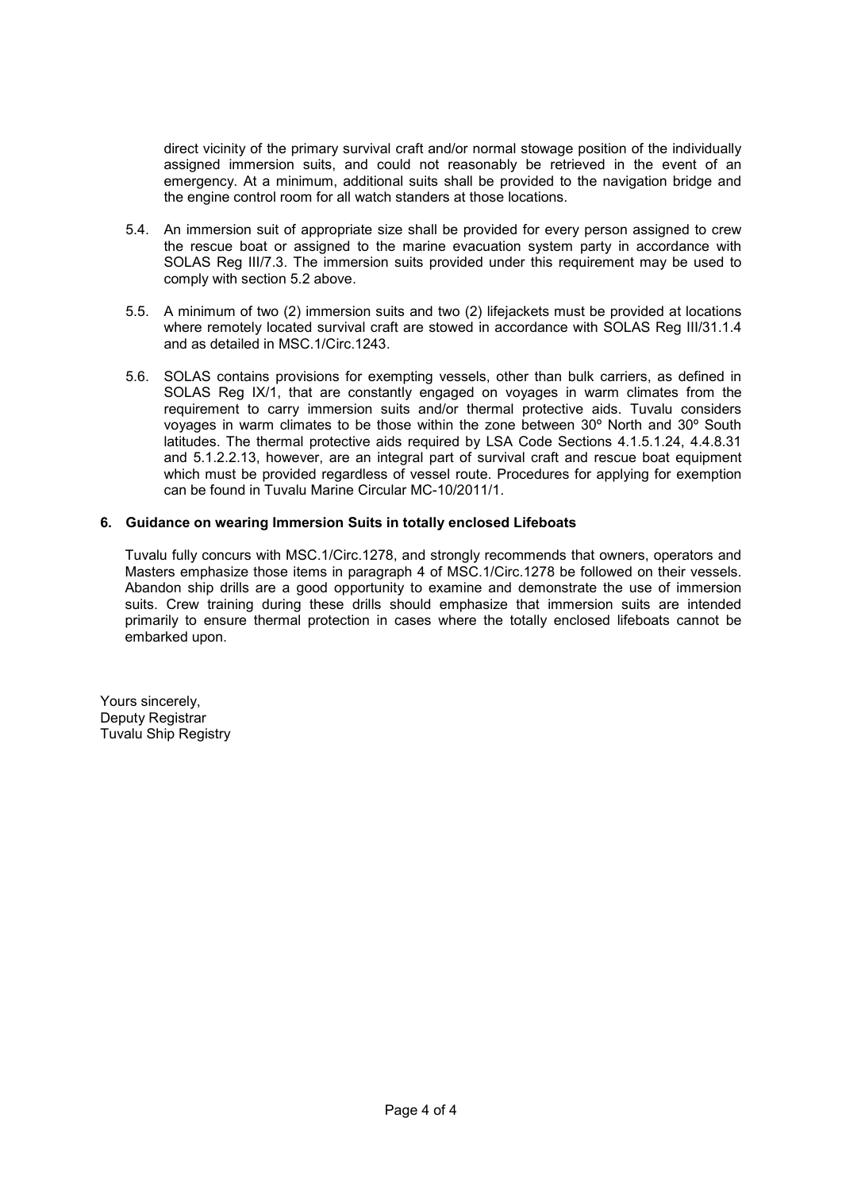direct vicinity of the primary survival craft and/or normal stowage position of the individually assigned immersion suits, and could not reasonably be retrieved in the event of an emergency. At a minimum, additional suits shall be provided to the navigation bridge and the engine control room for all watch standers at those locations.

5.4. An immersion suit of appropriate size shall be provided for every person assigned to crew the rescue boat or assigned to the marine evacuation system party in accordance with SOLAS Reg III/7.3. The immersion suits provided under this requirement may be used to comply with section 5.2 above.

5.5. A minimum of two (2) immersion suits and two (2) lifejackets must be provided at locations where remotely located survival craft are stowed in accordance with SOLAS Reg III/31.1.4 and as detailed in MSC.1/Circ.1243.

5.6. SOLAS contains provisions for exempting vessels, other than bulk carriers, as defined in SOLAS Reg IX/1, that are constantly engaged on voyages in warm climates from the requirement to carry immersion suits and/or thermal protective aids. Tuvalu considers voyages in warm climates to be those within the zone between 30º North and 30º South latitudes. The thermal protective aids required by LSA Code Sections 4.1.5.1.24, 4.4.8.31 and 5.1.2.2.13, however, are an integral part of survival craft and rescue boat equipment which must be provided regardless of vessel route. Procedures for applying for exemption can be found in Tuvalu Marine Circular MC-10/2011/1.

## 6. Guidance on wearing Immersion Suits in totally enclosed Lifeboats

Tuvalu fully concurs with MSC.1/Circ.1278, and strongly recommends that owners, operators and Masters emphasize those items in paragraph 4 of MSC.1/Circ.1278 be followed on their vessels. Abandon ship drills are a good opportunity to examine and demonstrate the use of immersion suits. Crew training during these drills should emphasize that immersion suits are intended primarily to ensure thermal protection in cases where the totally enclosed lifeboats cannot be embarked upon.

Yours sincerely,
Deputy Registrar
Tuvalu Ship Registry